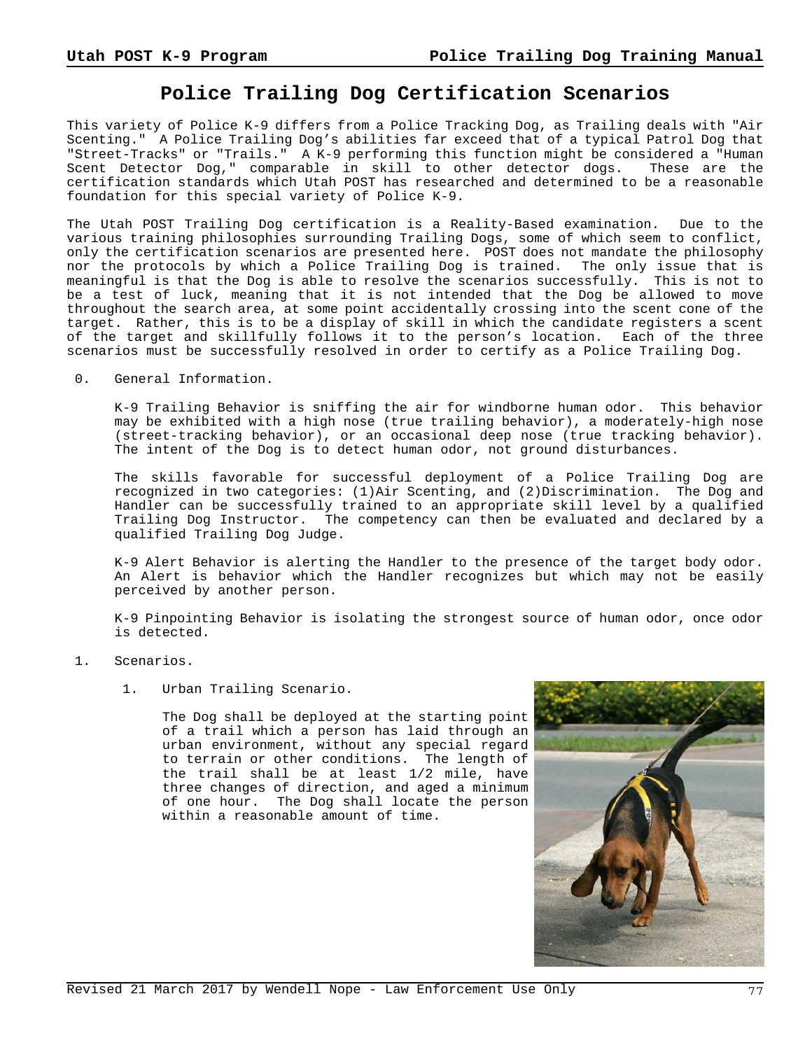# Police Trailing Dog Certification Scenarios

This variety of Police K-9 differs from a Police Tracking Dog, as Trailing deals with "Air Scenting." A Police Trailing Dog's abilities far exceed that of a typical Patrol Dog that "Street-Tracks" or "Trails." A K-9 performing this function might be considered a "Human Scent Detector Dog," comparable in skill to other detector dogs. These are the certification standards which Utah POST has researched and determined to be a reasonable foundation for this special variety of Police K-9.

The Utah POST Trailing Dog certification is a Reality-Based examination. Due to the various training philosophies surrounding Trailing Dogs, some of which seem to conflict, only the certification scenarios are presented here. POST does not mandate the philosophy nor the protocols by which a Police Trailing Dog is trained. The only issue that is meaningful is that the Dog is able to resolve the scenarios successfully. This is not to be a test of luck, meaning that it is not intended that the Dog be allowed to move throughout the search area, at some point accidentally crossing into the scent cone of the target. Rather, this is to be a display of skill in which the candidate registers a scent of the target and skillfully follows it to the person's location. Each of the three scenarios must be successfully resolved in order to certify as a Police Trailing Dog.

0. General Information.

   K-9 Trailing Behavior is sniffing the air for windborne human odor. This behavior may be exhibited with a high nose (true trailing behavior), a moderately-high nose (street-tracking behavior), or an occasional deep nose (true tracking behavior). The intent of the Dog is to detect human odor, not ground disturbances.

   The skills favorable for successful deployment of a Police Trailing Dog are recognized in two categories: (1)Air Scenting, and (2)Discrimination. The Dog and Handler can be successfully trained to an appropriate skill level by a qualified Trailing Dog Instructor. The competency can then be evaluated and declared by a qualified Trailing Dog Judge.

   K-9 Alert Behavior is alerting the Handler to the presence of the target body odor. An Alert is behavior which the Handler recognizes but which may not be easily perceived by another person.

   K-9 Pinpointing Behavior is isolating the strongest source of human odor, once odor is detected.

1. Scenarios.

   1. Urban Trailing Scenario.

      The Dog shall be deployed at the starting point of a trail which a person has laid through an urban environment, without any special regard to terrain or other conditions. The length of the trail shall be at least 1/2 mile, have three changes of direction, and aged a minimum of one hour. The Dog shall locate the person within a reasonable amount of time.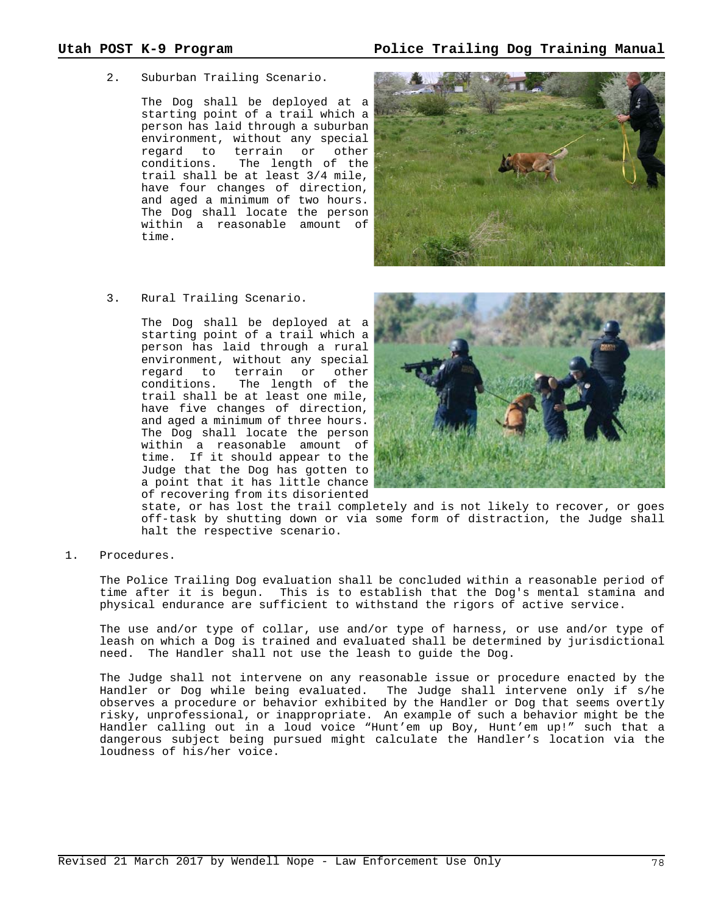2. Suburban Trailing Scenario.

   The Dog shall be deployed at a starting point of a trail which a person has laid through a suburban environment, without any special regard to terrain or other conditions. The length of the trail shall be at least 3/4 mile, have four changes of direction, and aged a minimum of two hours. The Dog shall locate the person within a reasonable amount of time.

3. Rural Trailing Scenario.

   The Dog shall be deployed at a starting point of a trail which a person has laid through a rural environment, without any special regard to terrain or other conditions. The length of the trail shall be at least one mile, have five changes of direction, and aged a minimum of three hours. The Dog shall locate the person within a reasonable amount of time. If it should appear to the Judge that the Dog has gotten to a point that it has little chance of recovering from its disoriented state, or has lost the trail completely and is not likely to recover, or goes off-task by shutting down or via some form of distraction, the Judge shall halt the respective scenario.

1. Procedures.

   The Police Trailing Dog evaluation shall be concluded within a reasonable period of time after it is begun. This is to establish that the Dog's mental stamina and physical endurance are sufficient to withstand the rigors of active service.

   The use and/or type of collar, use and/or type of harness, or use and/or type of leash on which a Dog is trained and evaluated shall be determined by jurisdictional need. The Handler shall not use the leash to guide the Dog.

   The Judge shall not intervene on any reasonable issue or procedure enacted by the Handler or Dog while being evaluated. The Judge shall intervene only if s/he observes a procedure or behavior exhibited by the Handler or Dog that seems overtly risky, unprofessional, or inappropriate. An example of such a behavior might be the Handler calling out in a loud voice “Hunt’em up Boy, Hunt’em up!” such that a dangerous subject being pursued might calculate the Handler’s location via the loudness of his/her voice.